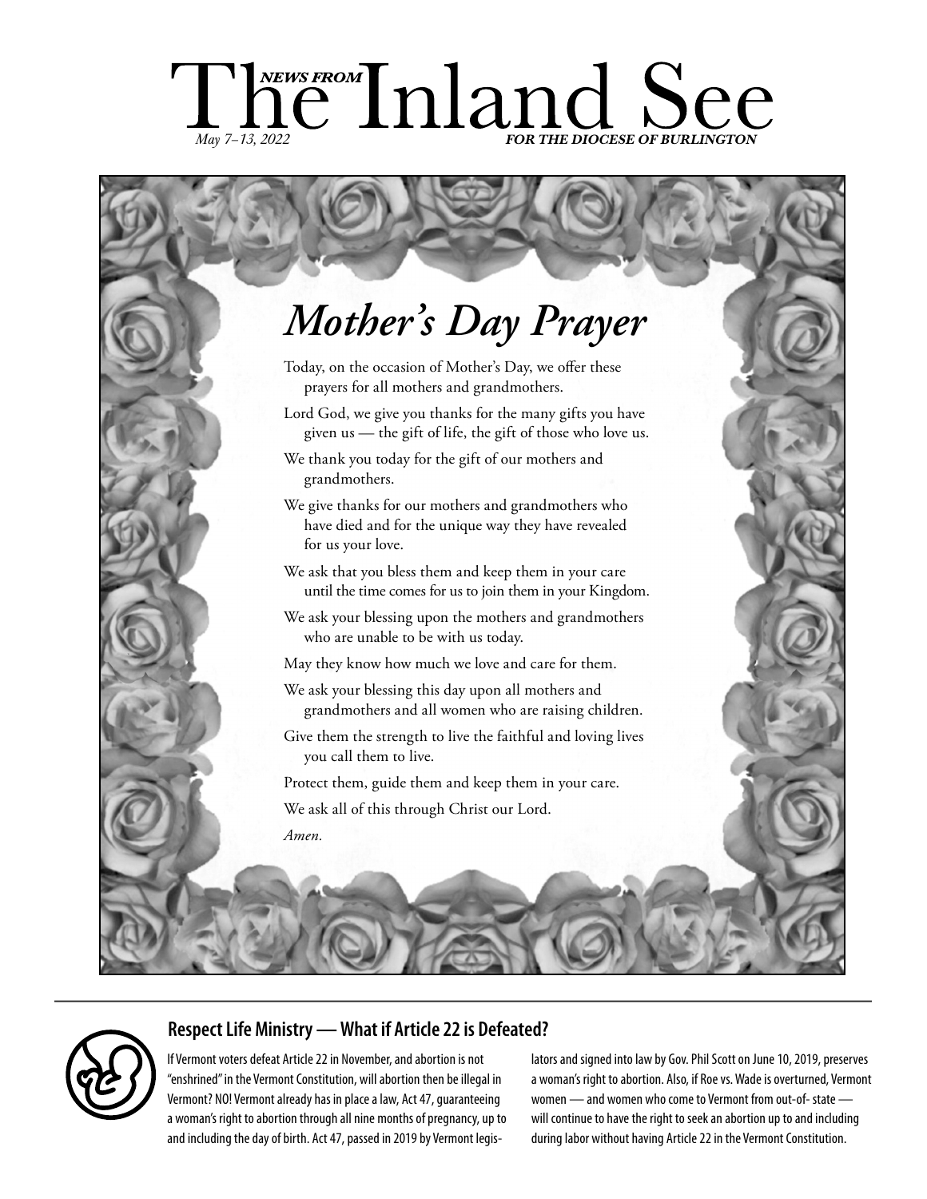# The NEWS FROM Inland See

*May 7–13, 2022* ***FOR THE DIOCESE OF BURLINGTON***

## *Mother's Day Prayer*

Today, on the occasion of Mother's Day, we offer these prayers for all mothers and grandmothers.

Lord God, we give you thanks for the many gifts you have given us — the gift of life, the gift of those who love us.

We thank you today for the gift of our mothers and grandmothers.

We give thanks for our mothers and grandmothers who have died and for the unique way they have revealed for us your love.

We ask that you bless them and keep them in your care until the time comes for us to join them in your Kingdom.

We ask your blessing upon the mothers and grandmothers who are unable to be with us today.

May they know how much we love and care for them.

We ask your blessing this day upon all mothers and grandmothers and all women who are raising children.

Give them the strength to live the faithful and loving lives you call them to live.

Protect them, guide them and keep them in your care.

We ask all of this through Christ our Lord.

*Amen.*

---

### Respect Life Ministry — What if Article 22 is Defeated?

If Vermont voters defeat Article 22 in November, and abortion is not "enshrined" in the Vermont Constitution, will abortion then be illegal in Vermont? NO! Vermont already has in place a law, Act 47, guaranteeing a woman's right to abortion through all nine months of pregnancy, up to and including the day of birth. Act 47, passed in 2019 by Vermont legislators and signed into law by Gov. Phil Scott on June 10, 2019, preserves a woman's right to abortion. Also, if Roe vs. Wade is overturned, Vermont women — and women who come to Vermont from out-of- state — will continue to have the right to seek an abortion up to and including during labor without having Article 22 in the Vermont Constitution.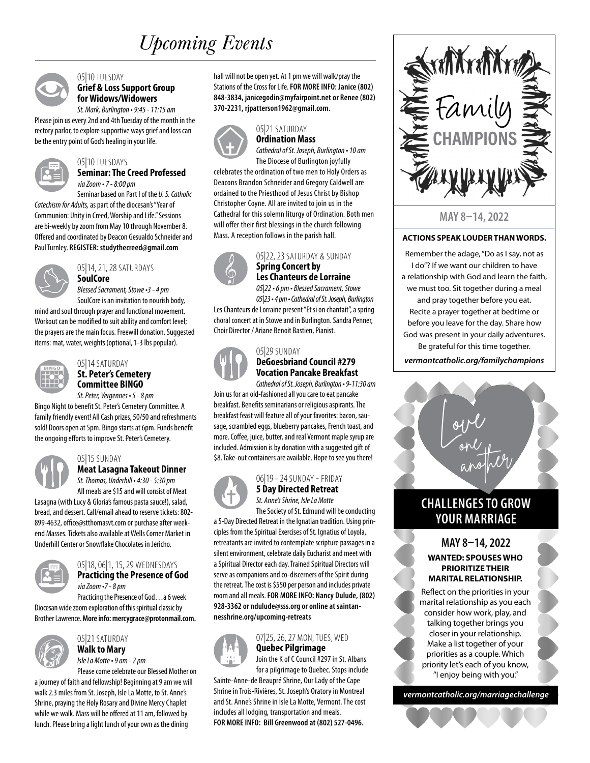# *Upcoming Events*

05|10 TUESDAY

### Grief & Loss Support Group for Widows/Widowers

*St. Mark, Burlington • 9:45 - 11:15 am*

Please join us every 2nd and 4th Tuesday of the month in the rectory parlor, to explore supportive ways grief and loss can be the entry point of God's healing in your life.

05|10 TUESDAYS

### Seminar: The Creed Professed

*via Zoom • 7 - 8:00 pm*

Seminar based on Part I of the *U. S. Catholic Catechism for Adults,* as part of the diocesan's "Year of Communion: Unity in Creed, Worship and Life." Sessions are bi-weekly by zoom from May 10 through November 8. Offered and coordinated by Deacon Gesualdo Schneider and Paul Turnley. **REGISTER: studythecreed@gmail.com**

05|14, 21, 28 SATURDAYS

### SoulCore

*Blessed Sacrament, Stowe •3 - 4 pm*

SoulCore is an invitation to nourish body, mind and soul through prayer and functional movement. Workout can be modified to suit ability and comfort level; the prayers are the main focus. Freewill donation. Suggested items: mat, water, weights (optional, 1-3 lbs popular).

05|14 SATURDAY

### St. Peter's Cemetery Committee BINGO

*St. Peter, Vergennes • 5 - 8 pm*

Bingo Night to benefit St. Peter's Cemetery Committee. A family friendly event! All Cash prizes, 50/50 and refreshments sold! Doors open at 5pm. Bingo starts at 6pm. Funds benefit the ongoing efforts to improve St. Peter's Cemetery.

05|15 SUNDAY

### Meat Lasagna Takeout Dinner

*St. Thomas, Underhill • 4:30 - 5:30 pm*

All meals are $15 and will consist of Meat Lasagna (with Lucy & Gloria's famous pasta sauce!), salad, bread, and dessert. Call/email ahead to reserve tickets: 802-899-4632, office@stthomasvt.com or purchase after weekend Masses. Tickets also available at Wells Corner Market in Underhill Center or Snowflake Chocolates in Jericho.

05|18, 06|1, 15, 29 WEDNESDAYS

### Practicing the Presence of God

*via Zoom •7 - 8 pm*

Practicing the Presence of God…a 6 week Diocesan wide zoom exploration of this spiritual classic by Brother Lawrence. **More info: mercygrace@protonmail.com.**

05|21 SATURDAY

### Walk to Mary

*Isle La Motte • 9 am - 2 pm*

Please come celebrate our Blessed Mother on a journey of faith and fellowship! Beginning at 9 am we will walk 2.3 miles from St. Joseph, Isle La Motte, to St. Anne's Shrine, praying the Holy Rosary and Divine Mercy Chaplet while we walk. Mass will be offered at 11 am, followed by lunch. Please bring a light lunch of your own as the dining hall will not be open yet. At 1 pm we will walk/pray the Stations of the Cross for Life. **FOR MORE INFO: Janice (802) 848-3834, janicegodin@myfairpoint.net or Renee (802) 370-2231, rjpatterson1962@gmail.com.**

05|21 SATURDAY

### Ordination Mass

*Cathedral of St. Joseph, Burlington • 10 am*

The Diocese of Burlington joyfully celebrates the ordination of two men to Holy Orders as Deacons Brandon Schneider and Gregory Caldwell are ordained to the Priesthood of Jesus Christ by Bishop Christopher Coyne. All are invited to join us in the Cathedral for this solemn liturgy of Ordination. Both men will offer their first blessings in the church following Mass. A reception follows in the parish hall.

05|22, 23 SATURDAY & SUNDAY

### Spring Concert by Les Chanteurs de Lorraine

*05|22 • 6 pm • Blessed Sacrament, Stowe*
*05|23 • 4 pm • Cathedral of St. Joseph, Burlington*

Les Chanteurs de Lorraine present "Et si on chantait", a spring choral concert at in Stowe and in Burlington. Sandra Penner, Choir Director / Ariane Benoit Bastien, Pianist.

05|29 SUNDAY

### DeGoesbriand Council #279 Vocation Pancake Breakfast

*Cathedral of St. Joseph, Burlington • 9-11:30 am*

Join us for an old-fashioned all you care to eat pancake breakfast. Benefits seminarians or religious aspirants. The breakfast feast will feature all of your favorites: bacon, sausage, scrambled eggs, blueberry pancakes, French toast, and more. Coffee, juice, butter, and real Vermont maple syrup are included. Admission is by donation with a suggested gift of $8. Take-out containers are available. Hope to see you there!

06|19 - 24 SUNDAY - FRIDAY

### 5 Day Directed Retreat

*St. Anne's Shrine, Isle La Motte*

The Society of St. Edmund will be conducting a 5-Day Directed Retreat in the Ignatian tradition. Using principles from the Spiritual Exercises of St. Ignatius of Loyola, retreatants are invited to contemplate scripture passages in a silent environment, celebrate daily Eucharist and meet with a Spiritual Director each day. Trained Spiritual Directors will serve as companions and co-discerners of the Spirit during the retreat. The cost is $550 per person and includes private room and all meals. **FOR MORE INFO: Nancy Dulude, (802) 928-3362 or ndulude@sss.org or online at saintannesshrine.org/upcoming-retreats**

07|25, 26, 27 MON, TUES, WED

### Quebec Pilgrimage

Join the K of C Council #297 in St. Albans for a pilgrimage to Quebec. Stops include Sainte-Anne-de Beaupré Shrine, Our Lady of the Cape Shrine in Trois-Rivières, St. Joseph's Oratory in Montreal and St. Anne's Shrine in Isle La Motte, Vermont. The cost includes all lodging, transportation and meals.
**FOR MORE INFO: Bill Greenwood at (802) 527-0496.**

---

Family CHAMPIONS

**MAY 8–14, 2022**

**ACTIONS SPEAK LOUDER THAN WORDS.**

Remember the adage, "Do as I say, not as I do"? If we want our children to have a relationship with God and learn the faith, we must too. Sit together during a meal and pray together before you eat. Recite a prayer together at bedtime or before you leave for the day. Share how God was present in your daily adventures. Be grateful for this time together.

***vermontcatholic.org/familychampions***

---

Love one another

## CHALLENGES TO GROW YOUR MARRIAGE

**MAY 8–14, 2022**

**WANTED: SPOUSES WHO PRIORITIZE THEIR MARITAL RELATIONSHIP.**

Reflect on the priorities in your marital relationship as you each consider how work, play, and talking together brings you closer in your relationship. Make a list together of your priorities as a couple. Which priority let's each of you know, "I enjoy being with you."

***vermontcatholic.org/marriagechallenge***